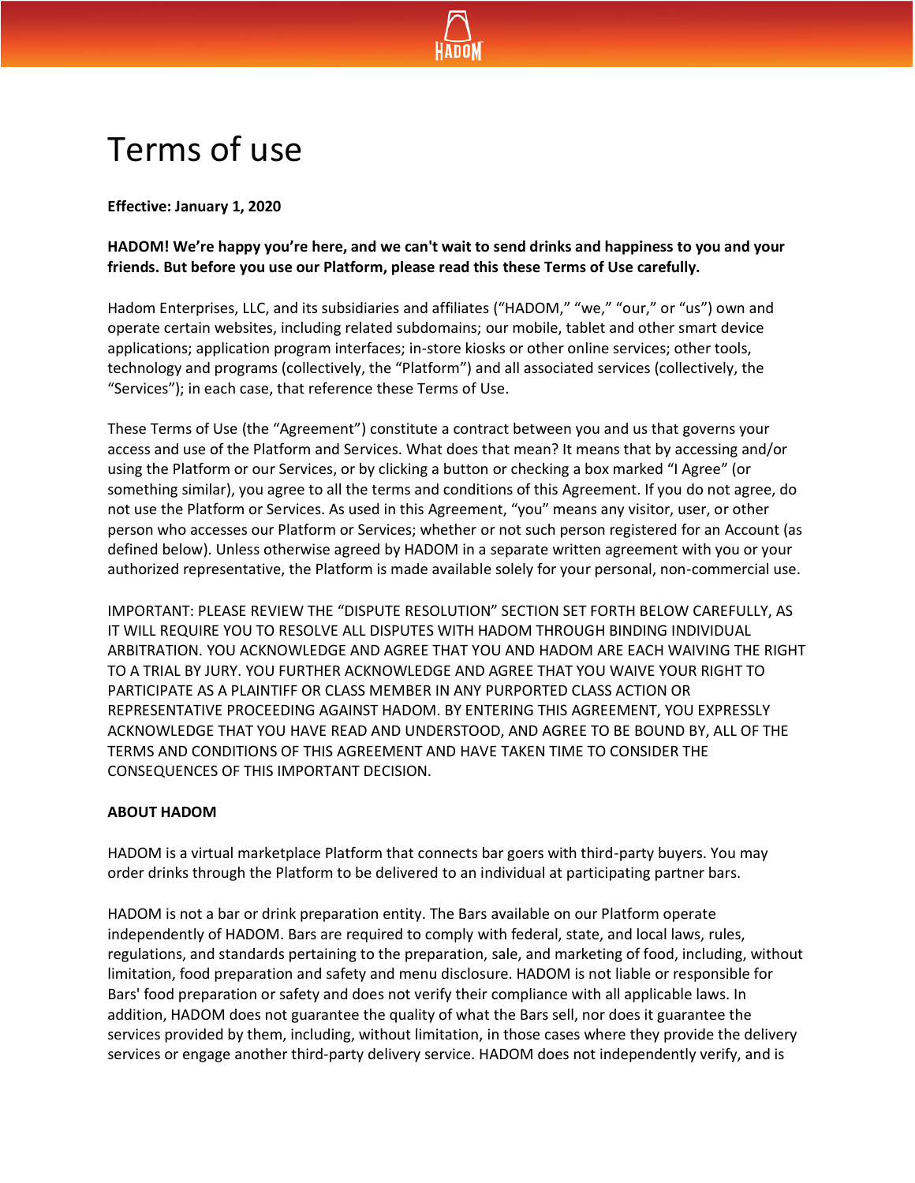# Terms of use

**Effective: January 1, 2020**

**HADOM! We're happy you're here, and we can't wait to send drinks and happiness to you and your friends. But before you use our Platform, please read this these Terms of Use carefully.**

Hadom Enterprises, LLC, and its subsidiaries and affiliates ("HADOM," "we," "our," or "us") own and operate certain websites, including related subdomains; our mobile, tablet and other smart device applications; application program interfaces; in-store kiosks or other online services; other tools, technology and programs (collectively, the "Platform") and all associated services (collectively, the "Services"); in each case, that reference these Terms of Use.

These Terms of Use (the "Agreement") constitute a contract between you and us that governs your access and use of the Platform and Services. What does that mean? It means that by accessing and/or using the Platform or our Services, or by clicking a button or checking a box marked "I Agree" (or something similar), you agree to all the terms and conditions of this Agreement. If you do not agree, do not use the Platform or Services. As used in this Agreement, "you" means any visitor, user, or other person who accesses our Platform or Services; whether or not such person registered for an Account (as defined below). Unless otherwise agreed by HADOM in a separate written agreement with you or your authorized representative, the Platform is made available solely for your personal, non-commercial use.

IMPORTANT: PLEASE REVIEW THE "DISPUTE RESOLUTION" SECTION SET FORTH BELOW CAREFULLY, AS IT WILL REQUIRE YOU TO RESOLVE ALL DISPUTES WITH HADOM THROUGH BINDING INDIVIDUAL ARBITRATION. YOU ACKNOWLEDGE AND AGREE THAT YOU AND HADOM ARE EACH WAIVING THE RIGHT TO A TRIAL BY JURY. YOU FURTHER ACKNOWLEDGE AND AGREE THAT YOU WAIVE YOUR RIGHT TO PARTICIPATE AS A PLAINTIFF OR CLASS MEMBER IN ANY PURPORTED CLASS ACTION OR REPRESENTATIVE PROCEEDING AGAINST HADOM. BY ENTERING THIS AGREEMENT, YOU EXPRESSLY ACKNOWLEDGE THAT YOU HAVE READ AND UNDERSTOOD, AND AGREE TO BE BOUND BY, ALL OF THE TERMS AND CONDITIONS OF THIS AGREEMENT AND HAVE TAKEN TIME TO CONSIDER THE CONSEQUENCES OF THIS IMPORTANT DECISION.

**ABOUT HADOM**

HADOM is a virtual marketplace Platform that connects bar goers with third-party buyers. You may order drinks through the Platform to be delivered to an individual at participating partner bars.

HADOM is not a bar or drink preparation entity. The Bars available on our Platform operate independently of HADOM. Bars are required to comply with federal, state, and local laws, rules, regulations, and standards pertaining to the preparation, sale, and marketing of food, including, without limitation, food preparation and safety and menu disclosure. HADOM is not liable or responsible for Bars' food preparation or safety and does not verify their compliance with all applicable laws. In addition, HADOM does not guarantee the quality of what the Bars sell, nor does it guarantee the services provided by them, including, without limitation, in those cases where they provide the delivery services or engage another third-party delivery service. HADOM does not independently verify, and is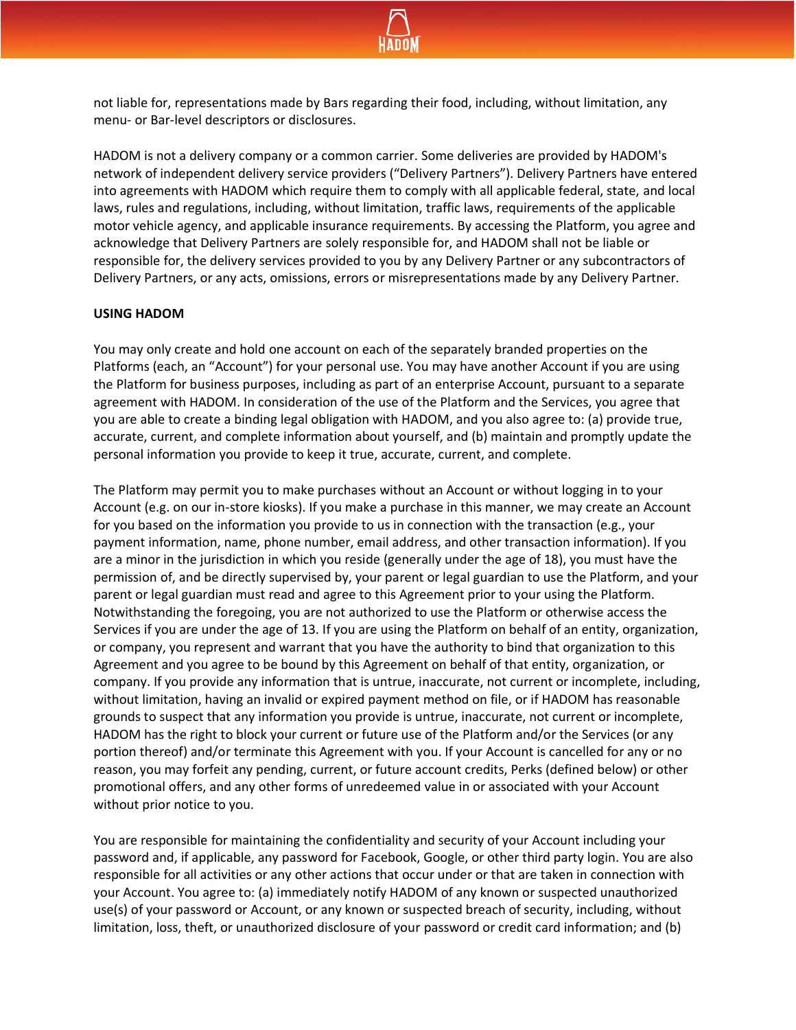not liable for, representations made by Bars regarding their food, including, without limitation, any menu- or Bar-level descriptors or disclosures.

HADOM is not a delivery company or a common carrier. Some deliveries are provided by HADOM's network of independent delivery service providers (“Delivery Partners”). Delivery Partners have entered into agreements with HADOM which require them to comply with all applicable federal, state, and local laws, rules and regulations, including, without limitation, traffic laws, requirements of the applicable motor vehicle agency, and applicable insurance requirements. By accessing the Platform, you agree and acknowledge that Delivery Partners are solely responsible for, and HADOM shall not be liable or responsible for, the delivery services provided to you by any Delivery Partner or any subcontractors of Delivery Partners, or any acts, omissions, errors or misrepresentations made by any Delivery Partner.

**USING HADOM**

You may only create and hold one account on each of the separately branded properties on the Platforms (each, an “Account”) for your personal use. You may have another Account if you are using the Platform for business purposes, including as part of an enterprise Account, pursuant to a separate agreement with HADOM. In consideration of the use of the Platform and the Services, you agree that you are able to create a binding legal obligation with HADOM, and you also agree to: (a) provide true, accurate, current, and complete information about yourself, and (b) maintain and promptly update the personal information you provide to keep it true, accurate, current, and complete.

The Platform may permit you to make purchases without an Account or without logging in to your Account (e.g. on our in-store kiosks). If you make a purchase in this manner, we may create an Account for you based on the information you provide to us in connection with the transaction (e.g., your payment information, name, phone number, email address, and other transaction information). If you are a minor in the jurisdiction in which you reside (generally under the age of 18), you must have the permission of, and be directly supervised by, your parent or legal guardian to use the Platform, and your parent or legal guardian must read and agree to this Agreement prior to your using the Platform. Notwithstanding the foregoing, you are not authorized to use the Platform or otherwise access the Services if you are under the age of 13. If you are using the Platform on behalf of an entity, organization, or company, you represent and warrant that you have the authority to bind that organization to this Agreement and you agree to be bound by this Agreement on behalf of that entity, organization, or company. If you provide any information that is untrue, inaccurate, not current or incomplete, including, without limitation, having an invalid or expired payment method on file, or if HADOM has reasonable grounds to suspect that any information you provide is untrue, inaccurate, not current or incomplete, HADOM has the right to block your current or future use of the Platform and/or the Services (or any portion thereof) and/or terminate this Agreement with you. If your Account is cancelled for any or no reason, you may forfeit any pending, current, or future account credits, Perks (defined below) or other promotional offers, and any other forms of unredeemed value in or associated with your Account without prior notice to you.

You are responsible for maintaining the confidentiality and security of your Account including your password and, if applicable, any password for Facebook, Google, or other third party login. You are also responsible for all activities or any other actions that occur under or that are taken in connection with your Account. You agree to: (a) immediately notify HADOM of any known or suspected unauthorized use(s) of your password or Account, or any known or suspected breach of security, including, without limitation, loss, theft, or unauthorized disclosure of your password or credit card information; and (b)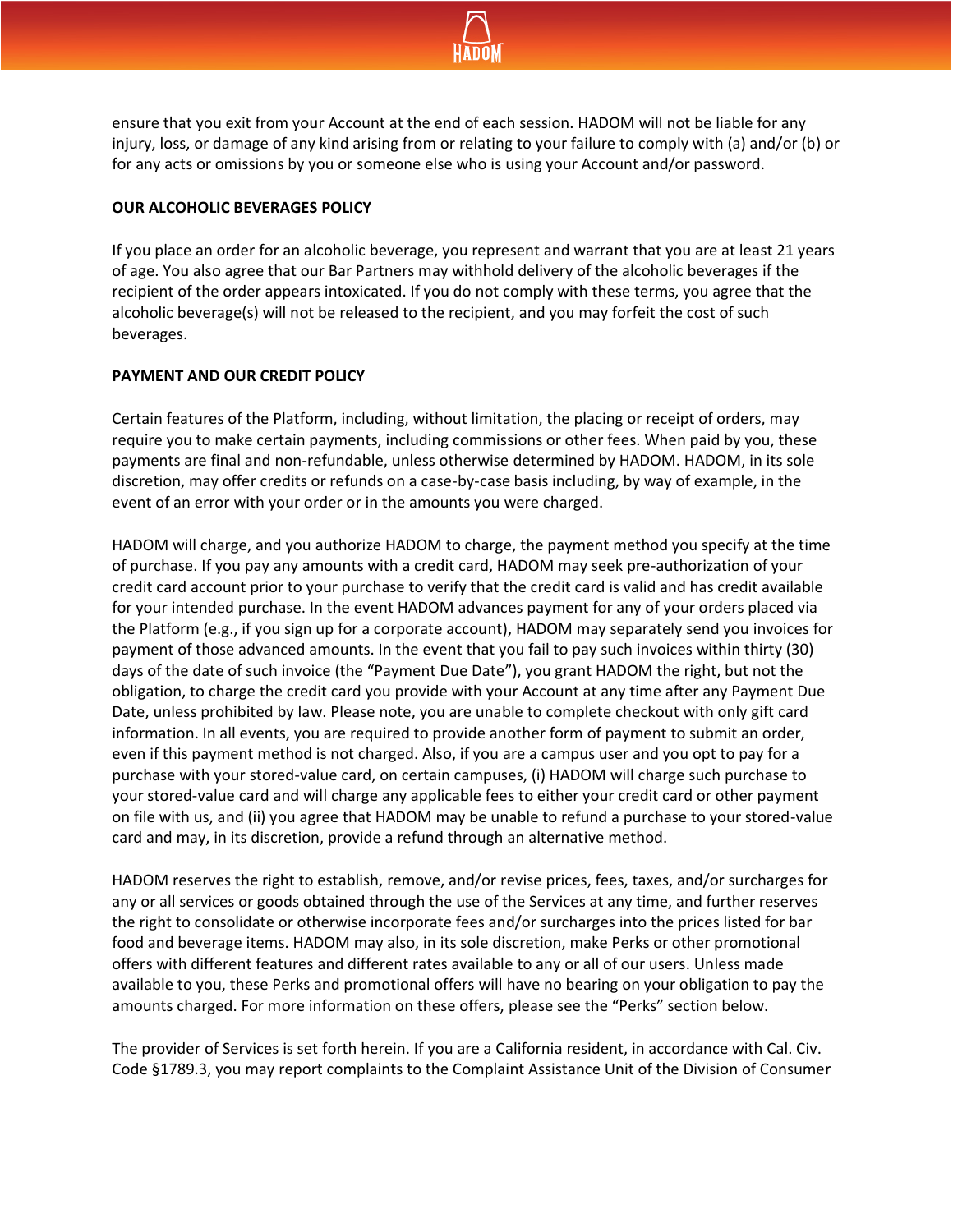ensure that you exit from your Account at the end of each session. HADOM will not be liable for any injury, loss, or damage of any kind arising from or relating to your failure to comply with (a) and/or (b) or for any acts or omissions by you or someone else who is using your Account and/or password.

**OUR ALCOHOLIC BEVERAGES POLICY**

If you place an order for an alcoholic beverage, you represent and warrant that you are at least 21 years of age. You also agree that our Bar Partners may withhold delivery of the alcoholic beverages if the recipient of the order appears intoxicated. If you do not comply with these terms, you agree that the alcoholic beverage(s) will not be released to the recipient, and you may forfeit the cost of such beverages.

**PAYMENT AND OUR CREDIT POLICY**

Certain features of the Platform, including, without limitation, the placing or receipt of orders, may require you to make certain payments, including commissions or other fees. When paid by you, these payments are final and non-refundable, unless otherwise determined by HADOM. HADOM, in its sole discretion, may offer credits or refunds on a case-by-case basis including, by way of example, in the event of an error with your order or in the amounts you were charged.

HADOM will charge, and you authorize HADOM to charge, the payment method you specify at the time of purchase. If you pay any amounts with a credit card, HADOM may seek pre-authorization of your credit card account prior to your purchase to verify that the credit card is valid and has credit available for your intended purchase. In the event HADOM advances payment for any of your orders placed via the Platform (e.g., if you sign up for a corporate account), HADOM may separately send you invoices for payment of those advanced amounts. In the event that you fail to pay such invoices within thirty (30) days of the date of such invoice (the "Payment Due Date"), you grant HADOM the right, but not the obligation, to charge the credit card you provide with your Account at any time after any Payment Due Date, unless prohibited by law. Please note, you are unable to complete checkout with only gift card information. In all events, you are required to provide another form of payment to submit an order, even if this payment method is not charged. Also, if you are a campus user and you opt to pay for a purchase with your stored-value card, on certain campuses, (i) HADOM will charge such purchase to your stored-value card and will charge any applicable fees to either your credit card or other payment on file with us, and (ii) you agree that HADOM may be unable to refund a purchase to your stored-value card and may, in its discretion, provide a refund through an alternative method.

HADOM reserves the right to establish, remove, and/or revise prices, fees, taxes, and/or surcharges for any or all services or goods obtained through the use of the Services at any time, and further reserves the right to consolidate or otherwise incorporate fees and/or surcharges into the prices listed for bar food and beverage items. HADOM may also, in its sole discretion, make Perks or other promotional offers with different features and different rates available to any or all of our users. Unless made available to you, these Perks and promotional offers will have no bearing on your obligation to pay the amounts charged. For more information on these offers, please see the "Perks" section below.

The provider of Services is set forth herein. If you are a California resident, in accordance with Cal. Civ. Code §1789.3, you may report complaints to the Complaint Assistance Unit of the Division of Consumer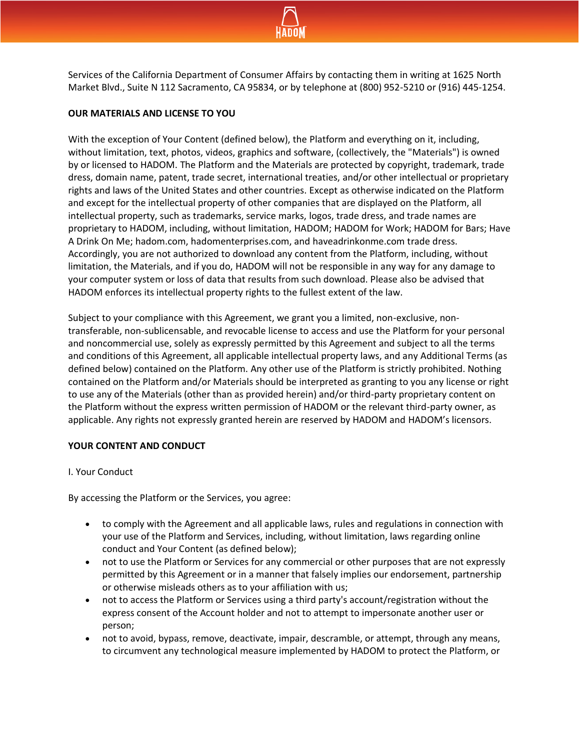Services of the California Department of Consumer Affairs by contacting them in writing at 1625 North Market Blvd., Suite N 112 Sacramento, CA 95834, or by telephone at (800) 952-5210 or (916) 445-1254.

**OUR MATERIALS AND LICENSE TO YOU**

With the exception of Your Content (defined below), the Platform and everything on it, including, without limitation, text, photos, videos, graphics and software, (collectively, the "Materials") is owned by or licensed to HADOM. The Platform and the Materials are protected by copyright, trademark, trade dress, domain name, patent, trade secret, international treaties, and/or other intellectual or proprietary rights and laws of the United States and other countries. Except as otherwise indicated on the Platform and except for the intellectual property of other companies that are displayed on the Platform, all intellectual property, such as trademarks, service marks, logos, trade dress, and trade names are proprietary to HADOM, including, without limitation, HADOM; HADOM for Work; HADOM for Bars; Have A Drink On Me; hadom.com, hadomenterprises.com, and haveadrinkonme.com trade dress. Accordingly, you are not authorized to download any content from the Platform, including, without limitation, the Materials, and if you do, HADOM will not be responsible in any way for any damage to your computer system or loss of data that results from such download. Please also be advised that HADOM enforces its intellectual property rights to the fullest extent of the law.

Subject to your compliance with this Agreement, we grant you a limited, non-exclusive, non-transferable, non-sublicensable, and revocable license to access and use the Platform for your personal and noncommercial use, solely as expressly permitted by this Agreement and subject to all the terms and conditions of this Agreement, all applicable intellectual property laws, and any Additional Terms (as defined below) contained on the Platform. Any other use of the Platform is strictly prohibited. Nothing contained on the Platform and/or Materials should be interpreted as granting to you any license or right to use any of the Materials (other than as provided herein) and/or third-party proprietary content on the Platform without the express written permission of HADOM or the relevant third-party owner, as applicable. Any rights not expressly granted herein are reserved by HADOM and HADOM's licensors.

**YOUR CONTENT AND CONDUCT**

I. Your Conduct

By accessing the Platform or the Services, you agree:

- to comply with the Agreement and all applicable laws, rules and regulations in connection with your use of the Platform and Services, including, without limitation, laws regarding online conduct and Your Content (as defined below);
- not to use the Platform or Services for any commercial or other purposes that are not expressly permitted by this Agreement or in a manner that falsely implies our endorsement, partnership or otherwise misleads others as to your affiliation with us;
- not to access the Platform or Services using a third party's account/registration without the express consent of the Account holder and not to attempt to impersonate another user or person;
- not to avoid, bypass, remove, deactivate, impair, descramble, or attempt, through any means, to circumvent any technological measure implemented by HADOM to protect the Platform, or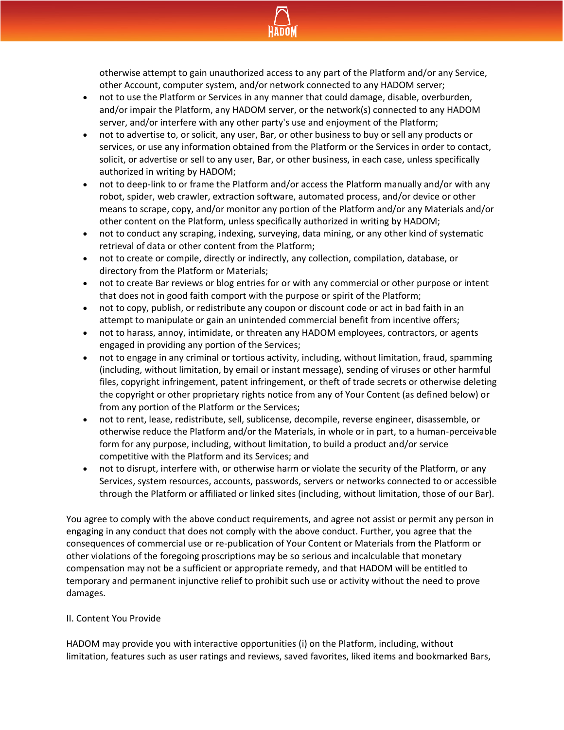otherwise attempt to gain unauthorized access to any part of the Platform and/or any Service, other Account, computer system, and/or network connected to any HADOM server;

- not to use the Platform or Services in any manner that could damage, disable, overburden, and/or impair the Platform, any HADOM server, or the network(s) connected to any HADOM server, and/or interfere with any other party's use and enjoyment of the Platform;
- not to advertise to, or solicit, any user, Bar, or other business to buy or sell any products or services, or use any information obtained from the Platform or the Services in order to contact, solicit, or advertise or sell to any user, Bar, or other business, in each case, unless specifically authorized in writing by HADOM;
- not to deep-link to or frame the Platform and/or access the Platform manually and/or with any robot, spider, web crawler, extraction software, automated process, and/or device or other means to scrape, copy, and/or monitor any portion of the Platform and/or any Materials and/or other content on the Platform, unless specifically authorized in writing by HADOM;
- not to conduct any scraping, indexing, surveying, data mining, or any other kind of systematic retrieval of data or other content from the Platform;
- not to create or compile, directly or indirectly, any collection, compilation, database, or directory from the Platform or Materials;
- not to create Bar reviews or blog entries for or with any commercial or other purpose or intent that does not in good faith comport with the purpose or spirit of the Platform;
- not to copy, publish, or redistribute any coupon or discount code or act in bad faith in an attempt to manipulate or gain an unintended commercial benefit from incentive offers;
- not to harass, annoy, intimidate, or threaten any HADOM employees, contractors, or agents engaged in providing any portion of the Services;
- not to engage in any criminal or tortious activity, including, without limitation, fraud, spamming (including, without limitation, by email or instant message), sending of viruses or other harmful files, copyright infringement, patent infringement, or theft of trade secrets or otherwise deleting the copyright or other proprietary rights notice from any of Your Content (as defined below) or from any portion of the Platform or the Services;
- not to rent, lease, redistribute, sell, sublicense, decompile, reverse engineer, disassemble, or otherwise reduce the Platform and/or the Materials, in whole or in part, to a human-perceivable form for any purpose, including, without limitation, to build a product and/or service competitive with the Platform and its Services; and
- not to disrupt, interfere with, or otherwise harm or violate the security of the Platform, or any Services, system resources, accounts, passwords, servers or networks connected to or accessible through the Platform or affiliated or linked sites (including, without limitation, those of our Bar).

You agree to comply with the above conduct requirements, and agree not assist or permit any person in engaging in any conduct that does not comply with the above conduct. Further, you agree that the consequences of commercial use or re-publication of Your Content or Materials from the Platform or other violations of the foregoing proscriptions may be so serious and incalculable that monetary compensation may not be a sufficient or appropriate remedy, and that HADOM will be entitled to temporary and permanent injunctive relief to prohibit such use or activity without the need to prove damages.

II. Content You Provide

HADOM may provide you with interactive opportunities (i) on the Platform, including, without limitation, features such as user ratings and reviews, saved favorites, liked items and bookmarked Bars,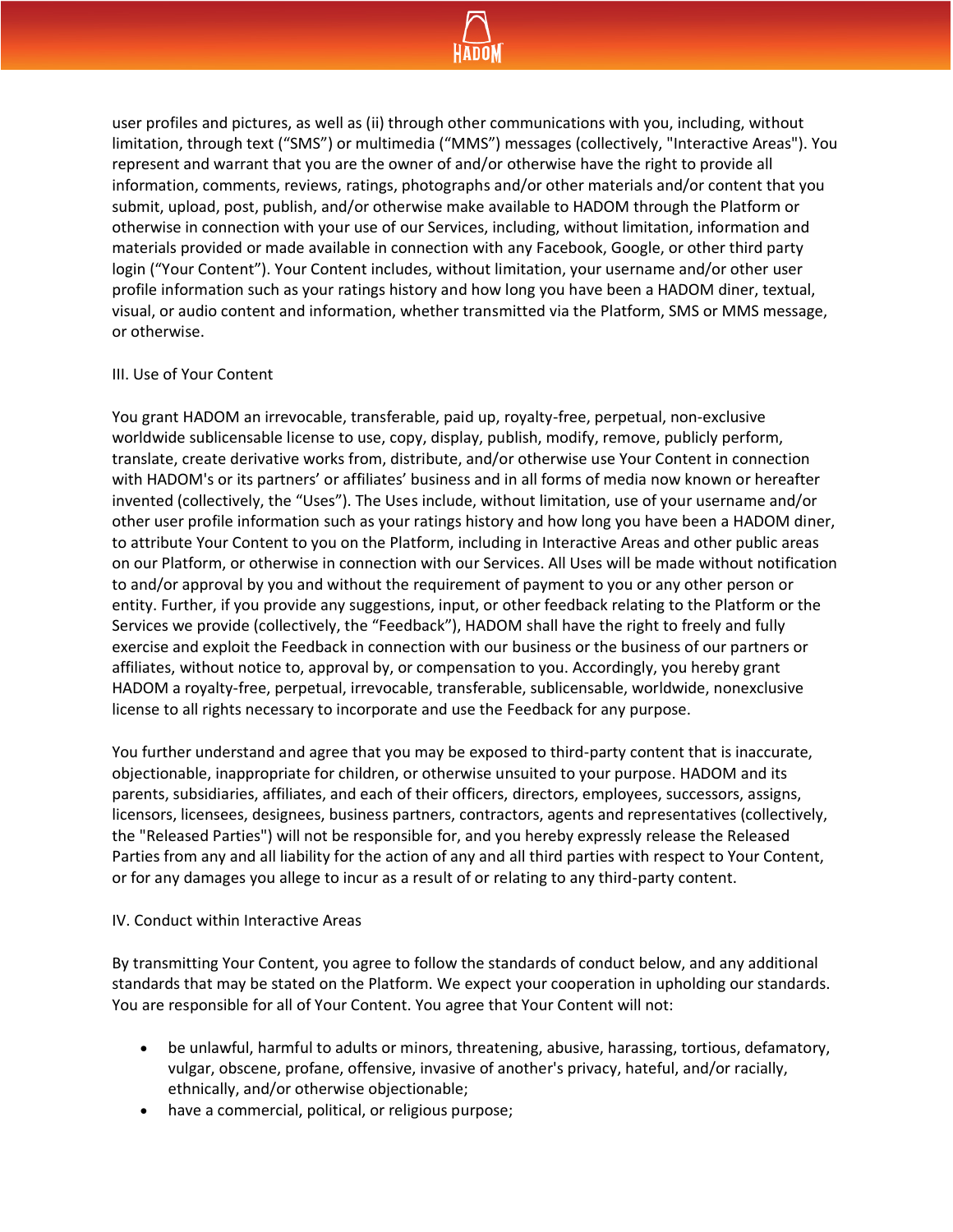user profiles and pictures, as well as (ii) through other communications with you, including, without limitation, through text (“SMS”) or multimedia (“MMS”) messages (collectively, "Interactive Areas"). You represent and warrant that you are the owner of and/or otherwise have the right to provide all information, comments, reviews, ratings, photographs and/or other materials and/or content that you submit, upload, post, publish, and/or otherwise make available to HADOM through the Platform or otherwise in connection with your use of our Services, including, without limitation, information and materials provided or made available in connection with any Facebook, Google, or other third party login (“Your Content”). Your Content includes, without limitation, your username and/or other user profile information such as your ratings history and how long you have been a HADOM diner, textual, visual, or audio content and information, whether transmitted via the Platform, SMS or MMS message, or otherwise.

III. Use of Your Content

You grant HADOM an irrevocable, transferable, paid up, royalty-free, perpetual, non-exclusive worldwide sublicensable license to use, copy, display, publish, modify, remove, publicly perform, translate, create derivative works from, distribute, and/or otherwise use Your Content in connection with HADOM's or its partners’ or affiliates’ business and in all forms of media now known or hereafter invented (collectively, the “Uses”). The Uses include, without limitation, use of your username and/or other user profile information such as your ratings history and how long you have been a HADOM diner, to attribute Your Content to you on the Platform, including in Interactive Areas and other public areas on our Platform, or otherwise in connection with our Services. All Uses will be made without notification to and/or approval by you and without the requirement of payment to you or any other person or entity. Further, if you provide any suggestions, input, or other feedback relating to the Platform or the Services we provide (collectively, the “Feedback”), HADOM shall have the right to freely and fully exercise and exploit the Feedback in connection with our business or the business of our partners or affiliates, without notice to, approval by, or compensation to you. Accordingly, you hereby grant HADOM a royalty-free, perpetual, irrevocable, transferable, sublicensable, worldwide, nonexclusive license to all rights necessary to incorporate and use the Feedback for any purpose.

You further understand and agree that you may be exposed to third-party content that is inaccurate, objectionable, inappropriate for children, or otherwise unsuited to your purpose. HADOM and its parents, subsidiaries, affiliates, and each of their officers, directors, employees, successors, assigns, licensors, licensees, designees, business partners, contractors, agents and representatives (collectively, the "Released Parties") will not be responsible for, and you hereby expressly release the Released Parties from any and all liability for the action of any and all third parties with respect to Your Content, or for any damages you allege to incur as a result of or relating to any third-party content.

IV. Conduct within Interactive Areas

By transmitting Your Content, you agree to follow the standards of conduct below, and any additional standards that may be stated on the Platform. We expect your cooperation in upholding our standards. You are responsible for all of Your Content. You agree that Your Content will not:

- be unlawful, harmful to adults or minors, threatening, abusive, harassing, tortious, defamatory, vulgar, obscene, profane, offensive, invasive of another's privacy, hateful, and/or racially, ethnically, and/or otherwise objectionable;
- have a commercial, political, or religious purpose;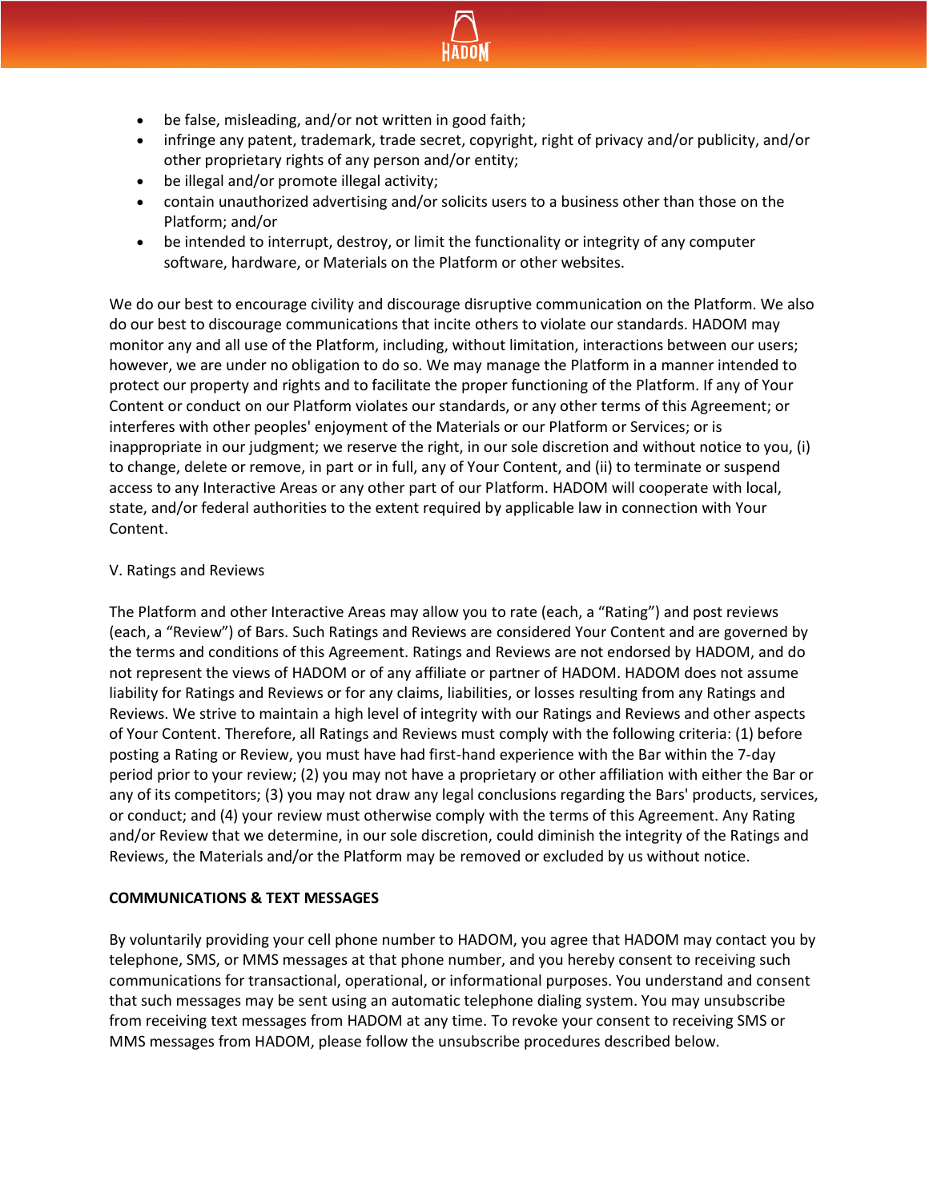- be false, misleading, and/or not written in good faith;
- infringe any patent, trademark, trade secret, copyright, right of privacy and/or publicity, and/or other proprietary rights of any person and/or entity;
- be illegal and/or promote illegal activity;
- contain unauthorized advertising and/or solicits users to a business other than those on the Platform; and/or
- be intended to interrupt, destroy, or limit the functionality or integrity of any computer software, hardware, or Materials on the Platform or other websites.

We do our best to encourage civility and discourage disruptive communication on the Platform. We also do our best to discourage communications that incite others to violate our standards. HADOM may monitor any and all use of the Platform, including, without limitation, interactions between our users; however, we are under no obligation to do so. We may manage the Platform in a manner intended to protect our property and rights and to facilitate the proper functioning of the Platform. If any of Your Content or conduct on our Platform violates our standards, or any other terms of this Agreement; or interferes with other peoples' enjoyment of the Materials or our Platform or Services; or is inappropriate in our judgment; we reserve the right, in our sole discretion and without notice to you, (i) to change, delete or remove, in part or in full, any of Your Content, and (ii) to terminate or suspend access to any Interactive Areas or any other part of our Platform. HADOM will cooperate with local, state, and/or federal authorities to the extent required by applicable law in connection with Your Content.

V. Ratings and Reviews

The Platform and other Interactive Areas may allow you to rate (each, a "Rating") and post reviews (each, a "Review") of Bars. Such Ratings and Reviews are considered Your Content and are governed by the terms and conditions of this Agreement. Ratings and Reviews are not endorsed by HADOM, and do not represent the views of HADOM or of any affiliate or partner of HADOM. HADOM does not assume liability for Ratings and Reviews or for any claims, liabilities, or losses resulting from any Ratings and Reviews. We strive to maintain a high level of integrity with our Ratings and Reviews and other aspects of Your Content. Therefore, all Ratings and Reviews must comply with the following criteria: (1) before posting a Rating or Review, you must have had first-hand experience with the Bar within the 7-day period prior to your review; (2) you may not have a proprietary or other affiliation with either the Bar or any of its competitors; (3) you may not draw any legal conclusions regarding the Bars' products, services, or conduct; and (4) your review must otherwise comply with the terms of this Agreement. Any Rating and/or Review that we determine, in our sole discretion, could diminish the integrity of the Ratings and Reviews, the Materials and/or the Platform may be removed or excluded by us without notice.

**COMMUNICATIONS & TEXT MESSAGES**

By voluntarily providing your cell phone number to HADOM, you agree that HADOM may contact you by telephone, SMS, or MMS messages at that phone number, and you hereby consent to receiving such communications for transactional, operational, or informational purposes. You understand and consent that such messages may be sent using an automatic telephone dialing system. You may unsubscribe from receiving text messages from HADOM at any time. To revoke your consent to receiving SMS or MMS messages from HADOM, please follow the unsubscribe procedures described below.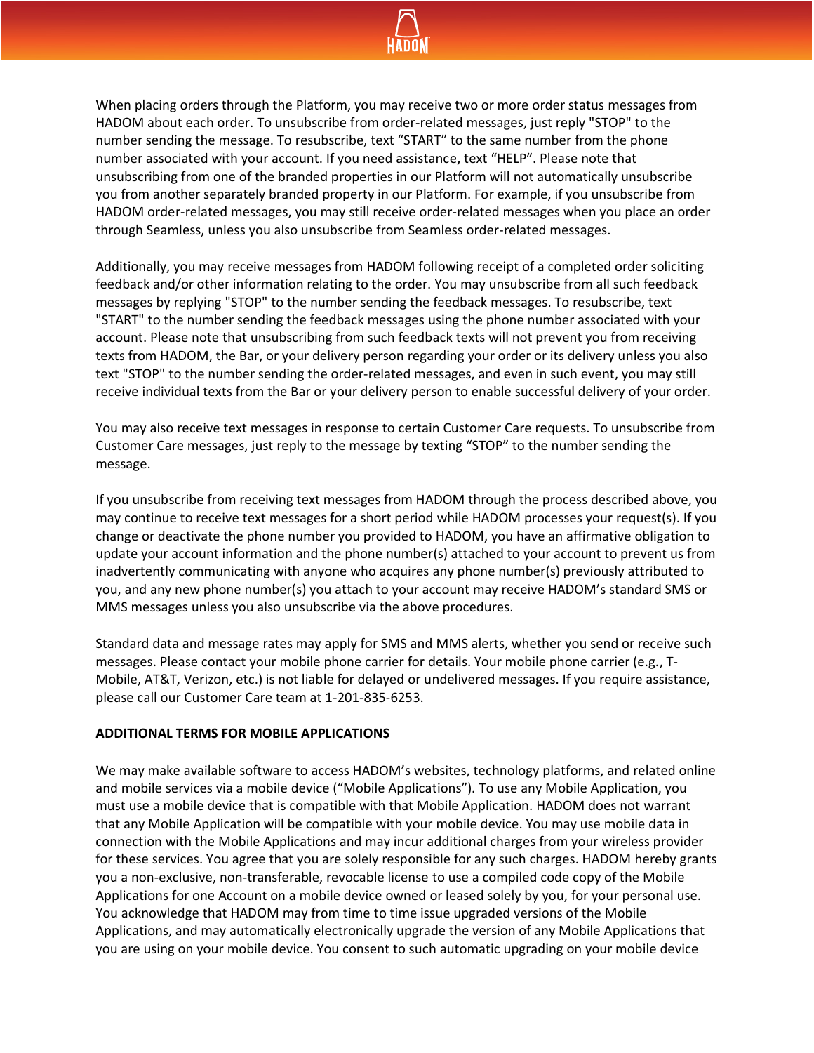When placing orders through the Platform, you may receive two or more order status messages from HADOM about each order. To unsubscribe from order-related messages, just reply "STOP" to the number sending the message. To resubscribe, text "START" to the same number from the phone number associated with your account. If you need assistance, text "HELP". Please note that unsubscribing from one of the branded properties in our Platform will not automatically unsubscribe you from another separately branded property in our Platform. For example, if you unsubscribe from HADOM order-related messages, you may still receive order-related messages when you place an order through Seamless, unless you also unsubscribe from Seamless order-related messages.

Additionally, you may receive messages from HADOM following receipt of a completed order soliciting feedback and/or other information relating to the order. You may unsubscribe from all such feedback messages by replying "STOP" to the number sending the feedback messages. To resubscribe, text "START" to the number sending the feedback messages using the phone number associated with your account. Please note that unsubscribing from such feedback texts will not prevent you from receiving texts from HADOM, the Bar, or your delivery person regarding your order or its delivery unless you also text "STOP" to the number sending the order-related messages, and even in such event, you may still receive individual texts from the Bar or your delivery person to enable successful delivery of your order.

You may also receive text messages in response to certain Customer Care requests. To unsubscribe from Customer Care messages, just reply to the message by texting "STOP" to the number sending the message.

If you unsubscribe from receiving text messages from HADOM through the process described above, you may continue to receive text messages for a short period while HADOM processes your request(s). If you change or deactivate the phone number you provided to HADOM, you have an affirmative obligation to update your account information and the phone number(s) attached to your account to prevent us from inadvertently communicating with anyone who acquires any phone number(s) previously attributed to you, and any new phone number(s) you attach to your account may receive HADOM's standard SMS or MMS messages unless you also unsubscribe via the above procedures.

Standard data and message rates may apply for SMS and MMS alerts, whether you send or receive such messages. Please contact your mobile phone carrier for details. Your mobile phone carrier (e.g., T-Mobile, AT&T, Verizon, etc.) is not liable for delayed or undelivered messages. If you require assistance, please call our Customer Care team at 1-201-835-6253.

**ADDITIONAL TERMS FOR MOBILE APPLICATIONS**

We may make available software to access HADOM's websites, technology platforms, and related online and mobile services via a mobile device ("Mobile Applications"). To use any Mobile Application, you must use a mobile device that is compatible with that Mobile Application. HADOM does not warrant that any Mobile Application will be compatible with your mobile device. You may use mobile data in connection with the Mobile Applications and may incur additional charges from your wireless provider for these services. You agree that you are solely responsible for any such charges. HADOM hereby grants you a non-exclusive, non-transferable, revocable license to use a compiled code copy of the Mobile Applications for one Account on a mobile device owned or leased solely by you, for your personal use. You acknowledge that HADOM may from time to time issue upgraded versions of the Mobile Applications, and may automatically electronically upgrade the version of any Mobile Applications that you are using on your mobile device. You consent to such automatic upgrading on your mobile device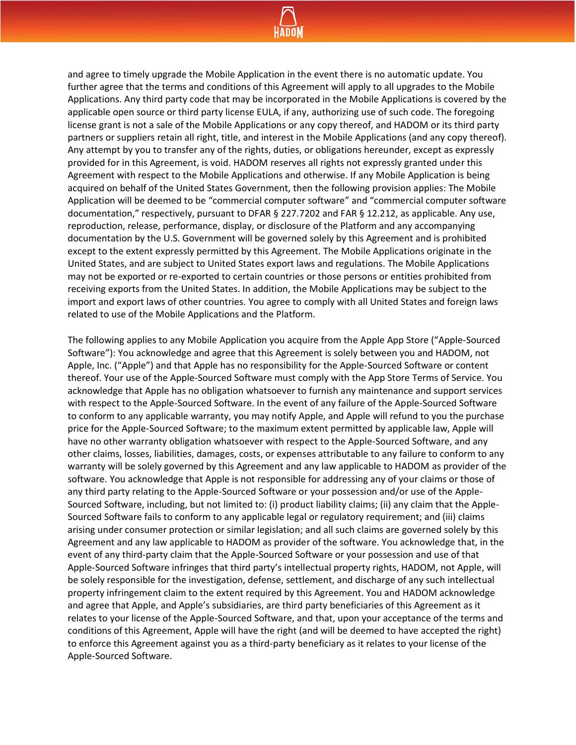and agree to timely upgrade the Mobile Application in the event there is no automatic update. You further agree that the terms and conditions of this Agreement will apply to all upgrades to the Mobile Applications. Any third party code that may be incorporated in the Mobile Applications is covered by the applicable open source or third party license EULA, if any, authorizing use of such code. The foregoing license grant is not a sale of the Mobile Applications or any copy thereof, and HADOM or its third party partners or suppliers retain all right, title, and interest in the Mobile Applications (and any copy thereof). Any attempt by you to transfer any of the rights, duties, or obligations hereunder, except as expressly provided for in this Agreement, is void. HADOM reserves all rights not expressly granted under this Agreement with respect to the Mobile Applications and otherwise. If any Mobile Application is being acquired on behalf of the United States Government, then the following provision applies: The Mobile Application will be deemed to be "commercial computer software" and "commercial computer software documentation," respectively, pursuant to DFAR § 227.7202 and FAR § 12.212, as applicable. Any use, reproduction, release, performance, display, or disclosure of the Platform and any accompanying documentation by the U.S. Government will be governed solely by this Agreement and is prohibited except to the extent expressly permitted by this Agreement. The Mobile Applications originate in the United States, and are subject to United States export laws and regulations. The Mobile Applications may not be exported or re-exported to certain countries or those persons or entities prohibited from receiving exports from the United States. In addition, the Mobile Applications may be subject to the import and export laws of other countries. You agree to comply with all United States and foreign laws related to use of the Mobile Applications and the Platform.

The following applies to any Mobile Application you acquire from the Apple App Store ("Apple-Sourced Software"): You acknowledge and agree that this Agreement is solely between you and HADOM, not Apple, Inc. ("Apple") and that Apple has no responsibility for the Apple-Sourced Software or content thereof. Your use of the Apple-Sourced Software must comply with the App Store Terms of Service. You acknowledge that Apple has no obligation whatsoever to furnish any maintenance and support services with respect to the Apple-Sourced Software. In the event of any failure of the Apple-Sourced Software to conform to any applicable warranty, you may notify Apple, and Apple will refund to you the purchase price for the Apple-Sourced Software; to the maximum extent permitted by applicable law, Apple will have no other warranty obligation whatsoever with respect to the Apple-Sourced Software, and any other claims, losses, liabilities, damages, costs, or expenses attributable to any failure to conform to any warranty will be solely governed by this Agreement and any law applicable to HADOM as provider of the software. You acknowledge that Apple is not responsible for addressing any of your claims or those of any third party relating to the Apple-Sourced Software or your possession and/or use of the Apple-Sourced Software, including, but not limited to: (i) product liability claims; (ii) any claim that the Apple-Sourced Software fails to conform to any applicable legal or regulatory requirement; and (iii) claims arising under consumer protection or similar legislation; and all such claims are governed solely by this Agreement and any law applicable to HADOM as provider of the software. You acknowledge that, in the event of any third-party claim that the Apple-Sourced Software or your possession and use of that Apple-Sourced Software infringes that third party's intellectual property rights, HADOM, not Apple, will be solely responsible for the investigation, defense, settlement, and discharge of any such intellectual property infringement claim to the extent required by this Agreement. You and HADOM acknowledge and agree that Apple, and Apple's subsidiaries, are third party beneficiaries of this Agreement as it relates to your license of the Apple-Sourced Software, and that, upon your acceptance of the terms and conditions of this Agreement, Apple will have the right (and will be deemed to have accepted the right) to enforce this Agreement against you as a third-party beneficiary as it relates to your license of the Apple-Sourced Software.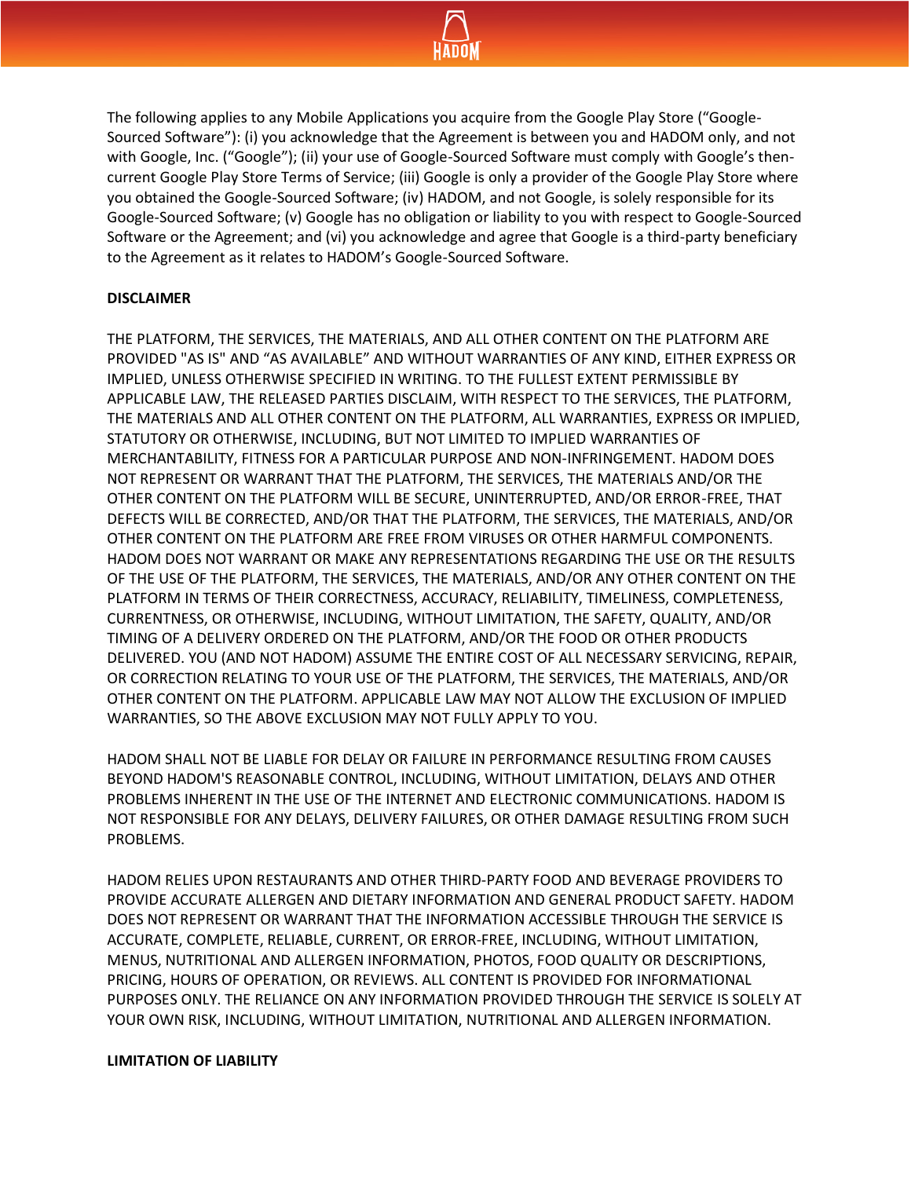The following applies to any Mobile Applications you acquire from the Google Play Store ("Google-Sourced Software"): (i) you acknowledge that the Agreement is between you and HADOM only, and not with Google, Inc. ("Google"); (ii) your use of Google-Sourced Software must comply with Google's then-current Google Play Store Terms of Service; (iii) Google is only a provider of the Google Play Store where you obtained the Google-Sourced Software; (iv) HADOM, and not Google, is solely responsible for its Google-Sourced Software; (v) Google has no obligation or liability to you with respect to Google-Sourced Software or the Agreement; and (vi) you acknowledge and agree that Google is a third-party beneficiary to the Agreement as it relates to HADOM's Google-Sourced Software.

**DISCLAIMER**

THE PLATFORM, THE SERVICES, THE MATERIALS, AND ALL OTHER CONTENT ON THE PLATFORM ARE PROVIDED "AS IS" AND "AS AVAILABLE" AND WITHOUT WARRANTIES OF ANY KIND, EITHER EXPRESS OR IMPLIED, UNLESS OTHERWISE SPECIFIED IN WRITING. TO THE FULLEST EXTENT PERMISSIBLE BY APPLICABLE LAW, THE RELEASED PARTIES DISCLAIM, WITH RESPECT TO THE SERVICES, THE PLATFORM, THE MATERIALS AND ALL OTHER CONTENT ON THE PLATFORM, ALL WARRANTIES, EXPRESS OR IMPLIED, STATUTORY OR OTHERWISE, INCLUDING, BUT NOT LIMITED TO IMPLIED WARRANTIES OF MERCHANTABILITY, FITNESS FOR A PARTICULAR PURPOSE AND NON-INFRINGEMENT. HADOM DOES NOT REPRESENT OR WARRANT THAT THE PLATFORM, THE SERVICES, THE MATERIALS AND/OR THE OTHER CONTENT ON THE PLATFORM WILL BE SECURE, UNINTERRUPTED, AND/OR ERROR-FREE, THAT DEFECTS WILL BE CORRECTED, AND/OR THAT THE PLATFORM, THE SERVICES, THE MATERIALS, AND/OR OTHER CONTENT ON THE PLATFORM ARE FREE FROM VIRUSES OR OTHER HARMFUL COMPONENTS. HADOM DOES NOT WARRANT OR MAKE ANY REPRESENTATIONS REGARDING THE USE OR THE RESULTS OF THE USE OF THE PLATFORM, THE SERVICES, THE MATERIALS, AND/OR ANY OTHER CONTENT ON THE PLATFORM IN TERMS OF THEIR CORRECTNESS, ACCURACY, RELIABILITY, TIMELINESS, COMPLETENESS, CURRENTNESS, OR OTHERWISE, INCLUDING, WITHOUT LIMITATION, THE SAFETY, QUALITY, AND/OR TIMING OF A DELIVERY ORDERED ON THE PLATFORM, AND/OR THE FOOD OR OTHER PRODUCTS DELIVERED. YOU (AND NOT HADOM) ASSUME THE ENTIRE COST OF ALL NECESSARY SERVICING, REPAIR, OR CORRECTION RELATING TO YOUR USE OF THE PLATFORM, THE SERVICES, THE MATERIALS, AND/OR OTHER CONTENT ON THE PLATFORM. APPLICABLE LAW MAY NOT ALLOW THE EXCLUSION OF IMPLIED WARRANTIES, SO THE ABOVE EXCLUSION MAY NOT FULLY APPLY TO YOU.

HADOM SHALL NOT BE LIABLE FOR DELAY OR FAILURE IN PERFORMANCE RESULTING FROM CAUSES BEYOND HADOM'S REASONABLE CONTROL, INCLUDING, WITHOUT LIMITATION, DELAYS AND OTHER PROBLEMS INHERENT IN THE USE OF THE INTERNET AND ELECTRONIC COMMUNICATIONS. HADOM IS NOT RESPONSIBLE FOR ANY DELAYS, DELIVERY FAILURES, OR OTHER DAMAGE RESULTING FROM SUCH PROBLEMS.

HADOM RELIES UPON RESTAURANTS AND OTHER THIRD-PARTY FOOD AND BEVERAGE PROVIDERS TO PROVIDE ACCURATE ALLERGEN AND DIETARY INFORMATION AND GENERAL PRODUCT SAFETY. HADOM DOES NOT REPRESENT OR WARRANT THAT THE INFORMATION ACCESSIBLE THROUGH THE SERVICE IS ACCURATE, COMPLETE, RELIABLE, CURRENT, OR ERROR-FREE, INCLUDING, WITHOUT LIMITATION, MENUS, NUTRITIONAL AND ALLERGEN INFORMATION, PHOTOS, FOOD QUALITY OR DESCRIPTIONS, PRICING, HOURS OF OPERATION, OR REVIEWS. ALL CONTENT IS PROVIDED FOR INFORMATIONAL PURPOSES ONLY. THE RELIANCE ON ANY INFORMATION PROVIDED THROUGH THE SERVICE IS SOLELY AT YOUR OWN RISK, INCLUDING, WITHOUT LIMITATION, NUTRITIONAL AND ALLERGEN INFORMATION.

**LIMITATION OF LIABILITY**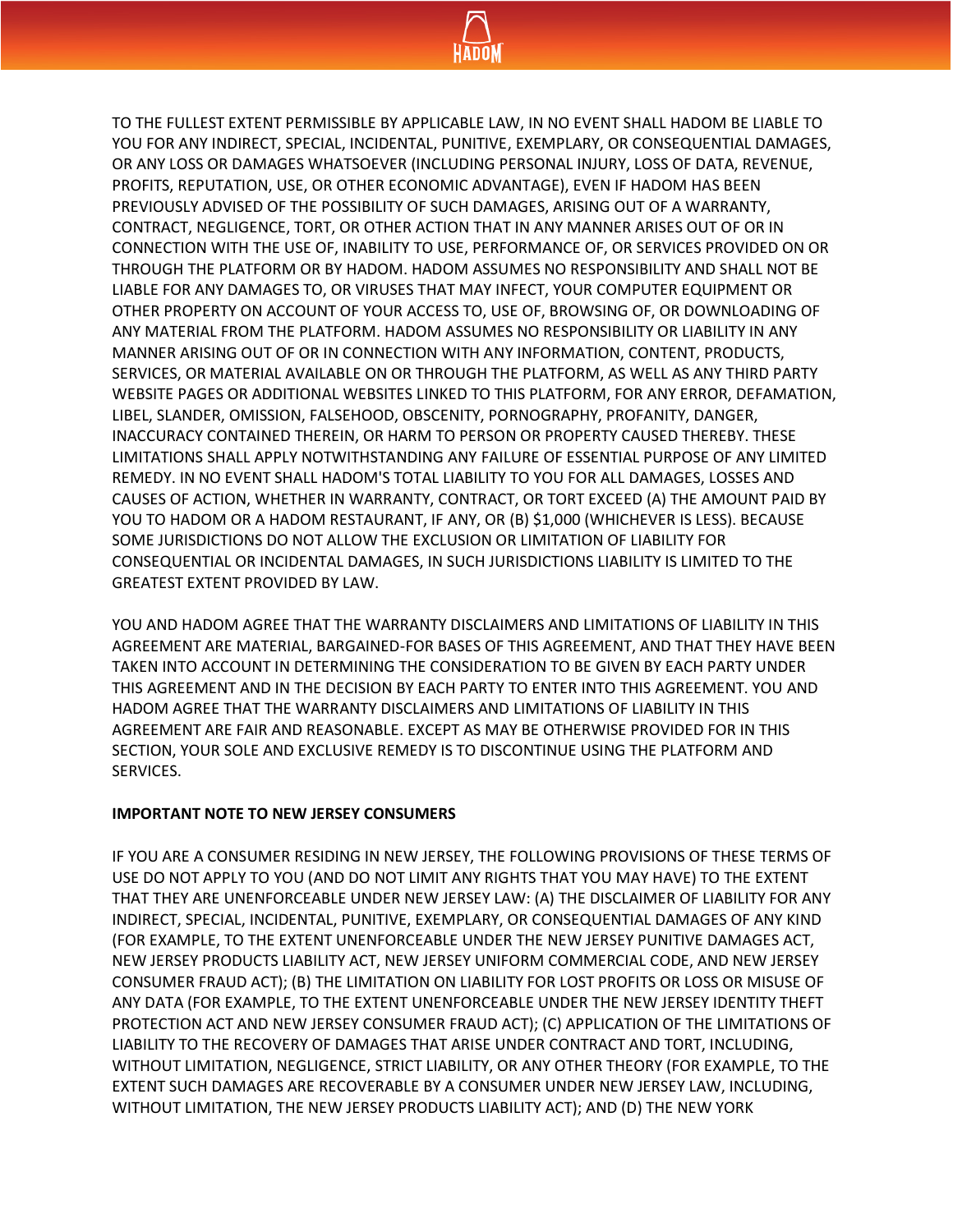TO THE FULLEST EXTENT PERMISSIBLE BY APPLICABLE LAW, IN NO EVENT SHALL HADOM BE LIABLE TO YOU FOR ANY INDIRECT, SPECIAL, INCIDENTAL, PUNITIVE, EXEMPLARY, OR CONSEQUENTIAL DAMAGES, OR ANY LOSS OR DAMAGES WHATSOEVER (INCLUDING PERSONAL INJURY, LOSS OF DATA, REVENUE, PROFITS, REPUTATION, USE, OR OTHER ECONOMIC ADVANTAGE), EVEN IF HADOM HAS BEEN PREVIOUSLY ADVISED OF THE POSSIBILITY OF SUCH DAMAGES, ARISING OUT OF A WARRANTY, CONTRACT, NEGLIGENCE, TORT, OR OTHER ACTION THAT IN ANY MANNER ARISES OUT OF OR IN CONNECTION WITH THE USE OF, INABILITY TO USE, PERFORMANCE OF, OR SERVICES PROVIDED ON OR THROUGH THE PLATFORM OR BY HADOM. HADOM ASSUMES NO RESPONSIBILITY AND SHALL NOT BE LIABLE FOR ANY DAMAGES TO, OR VIRUSES THAT MAY INFECT, YOUR COMPUTER EQUIPMENT OR OTHER PROPERTY ON ACCOUNT OF YOUR ACCESS TO, USE OF, BROWSING OF, OR DOWNLOADING OF ANY MATERIAL FROM THE PLATFORM. HADOM ASSUMES NO RESPONSIBILITY OR LIABILITY IN ANY MANNER ARISING OUT OF OR IN CONNECTION WITH ANY INFORMATION, CONTENT, PRODUCTS, SERVICES, OR MATERIAL AVAILABLE ON OR THROUGH THE PLATFORM, AS WELL AS ANY THIRD PARTY WEBSITE PAGES OR ADDITIONAL WEBSITES LINKED TO THIS PLATFORM, FOR ANY ERROR, DEFAMATION, LIBEL, SLANDER, OMISSION, FALSEHOOD, OBSCENITY, PORNOGRAPHY, PROFANITY, DANGER, INACCURACY CONTAINED THEREIN, OR HARM TO PERSON OR PROPERTY CAUSED THEREBY. THESE LIMITATIONS SHALL APPLY NOTWITHSTANDING ANY FAILURE OF ESSENTIAL PURPOSE OF ANY LIMITED REMEDY. IN NO EVENT SHALL HADOM'S TOTAL LIABILITY TO YOU FOR ALL DAMAGES, LOSSES AND CAUSES OF ACTION, WHETHER IN WARRANTY, CONTRACT, OR TORT EXCEED (A) THE AMOUNT PAID BY YOU TO HADOM OR A HADOM RESTAURANT, IF ANY, OR (B) $1,000 (WHICHEVER IS LESS). BECAUSE SOME JURISDICTIONS DO NOT ALLOW THE EXCLUSION OR LIMITATION OF LIABILITY FOR CONSEQUENTIAL OR INCIDENTAL DAMAGES, IN SUCH JURISDICTIONS LIABILITY IS LIMITED TO THE GREATEST EXTENT PROVIDED BY LAW.

YOU AND HADOM AGREE THAT THE WARRANTY DISCLAIMERS AND LIMITATIONS OF LIABILITY IN THIS AGREEMENT ARE MATERIAL, BARGAINED-FOR BASES OF THIS AGREEMENT, AND THAT THEY HAVE BEEN TAKEN INTO ACCOUNT IN DETERMINING THE CONSIDERATION TO BE GIVEN BY EACH PARTY UNDER THIS AGREEMENT AND IN THE DECISION BY EACH PARTY TO ENTER INTO THIS AGREEMENT. YOU AND HADOM AGREE THAT THE WARRANTY DISCLAIMERS AND LIMITATIONS OF LIABILITY IN THIS AGREEMENT ARE FAIR AND REASONABLE. EXCEPT AS MAY BE OTHERWISE PROVIDED FOR IN THIS SECTION, YOUR SOLE AND EXCLUSIVE REMEDY IS TO DISCONTINUE USING THE PLATFORM AND SERVICES.

**IMPORTANT NOTE TO NEW JERSEY CONSUMERS**

IF YOU ARE A CONSUMER RESIDING IN NEW JERSEY, THE FOLLOWING PROVISIONS OF THESE TERMS OF USE DO NOT APPLY TO YOU (AND DO NOT LIMIT ANY RIGHTS THAT YOU MAY HAVE) TO THE EXTENT THAT THEY ARE UNENFORCEABLE UNDER NEW JERSEY LAW: (A) THE DISCLAIMER OF LIABILITY FOR ANY INDIRECT, SPECIAL, INCIDENTAL, PUNITIVE, EXEMPLARY, OR CONSEQUENTIAL DAMAGES OF ANY KIND (FOR EXAMPLE, TO THE EXTENT UNENFORCEABLE UNDER THE NEW JERSEY PUNITIVE DAMAGES ACT, NEW JERSEY PRODUCTS LIABILITY ACT, NEW JERSEY UNIFORM COMMERCIAL CODE, AND NEW JERSEY CONSUMER FRAUD ACT); (B) THE LIMITATION ON LIABILITY FOR LOST PROFITS OR LOSS OR MISUSE OF ANY DATA (FOR EXAMPLE, TO THE EXTENT UNENFORCEABLE UNDER THE NEW JERSEY IDENTITY THEFT PROTECTION ACT AND NEW JERSEY CONSUMER FRAUD ACT); (C) APPLICATION OF THE LIMITATIONS OF LIABILITY TO THE RECOVERY OF DAMAGES THAT ARISE UNDER CONTRACT AND TORT, INCLUDING, WITHOUT LIMITATION, NEGLIGENCE, STRICT LIABILITY, OR ANY OTHER THEORY (FOR EXAMPLE, TO THE EXTENT SUCH DAMAGES ARE RECOVERABLE BY A CONSUMER UNDER NEW JERSEY LAW, INCLUDING, WITHOUT LIMITATION, THE NEW JERSEY PRODUCTS LIABILITY ACT); AND (D) THE NEW YORK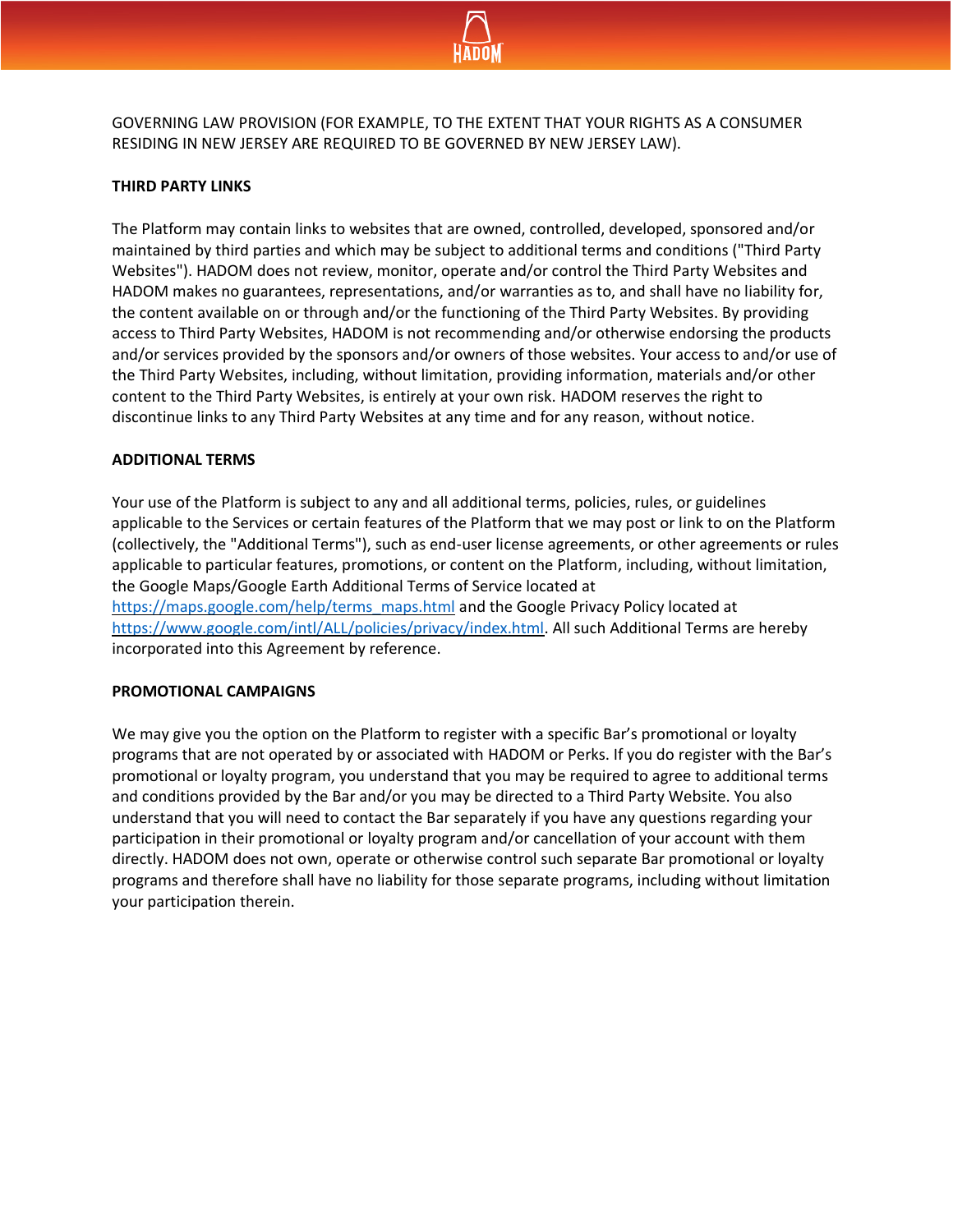GOVERNING LAW PROVISION (FOR EXAMPLE, TO THE EXTENT THAT YOUR RIGHTS AS A CONSUMER RESIDING IN NEW JERSEY ARE REQUIRED TO BE GOVERNED BY NEW JERSEY LAW).

**THIRD PARTY LINKS**

The Platform may contain links to websites that are owned, controlled, developed, sponsored and/or maintained by third parties and which may be subject to additional terms and conditions ("Third Party Websites"). HADOM does not review, monitor, operate and/or control the Third Party Websites and HADOM makes no guarantees, representations, and/or warranties as to, and shall have no liability for, the content available on or through and/or the functioning of the Third Party Websites. By providing access to Third Party Websites, HADOM is not recommending and/or otherwise endorsing the products and/or services provided by the sponsors and/or owners of those websites. Your access to and/or use of the Third Party Websites, including, without limitation, providing information, materials and/or other content to the Third Party Websites, is entirely at your own risk. HADOM reserves the right to discontinue links to any Third Party Websites at any time and for any reason, without notice.

**ADDITIONAL TERMS**

Your use of the Platform is subject to any and all additional terms, policies, rules, or guidelines applicable to the Services or certain features of the Platform that we may post or link to on the Platform (collectively, the "Additional Terms"), such as end-user license agreements, or other agreements or rules applicable to particular features, promotions, or content on the Platform, including, without limitation, the Google Maps/Google Earth Additional Terms of Service located at https://maps.google.com/help/terms_maps.html and the Google Privacy Policy located at https://www.google.com/intl/ALL/policies/privacy/index.html. All such Additional Terms are hereby incorporated into this Agreement by reference.

**PROMOTIONAL CAMPAIGNS**

We may give you the option on the Platform to register with a specific Bar's promotional or loyalty programs that are not operated by or associated with HADOM or Perks. If you do register with the Bar's promotional or loyalty program, you understand that you may be required to agree to additional terms and conditions provided by the Bar and/or you may be directed to a Third Party Website. You also understand that you will need to contact the Bar separately if you have any questions regarding your participation in their promotional or loyalty program and/or cancellation of your account with them directly. HADOM does not own, operate or otherwise control such separate Bar promotional or loyalty programs and therefore shall have no liability for those separate programs, including without limitation your participation therein.